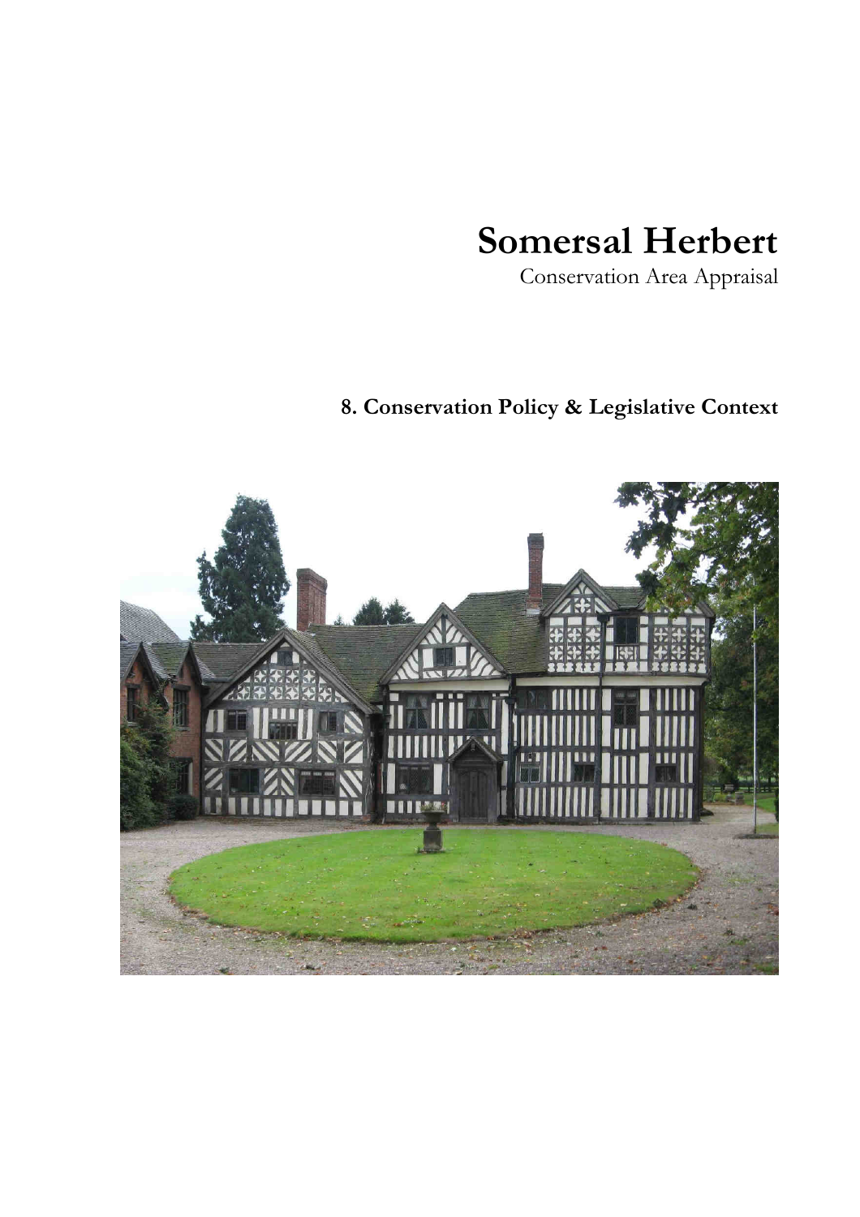# Somersal Herbert

Conservation Area Appraisal

## 8. Conservation Policy & Legislative Context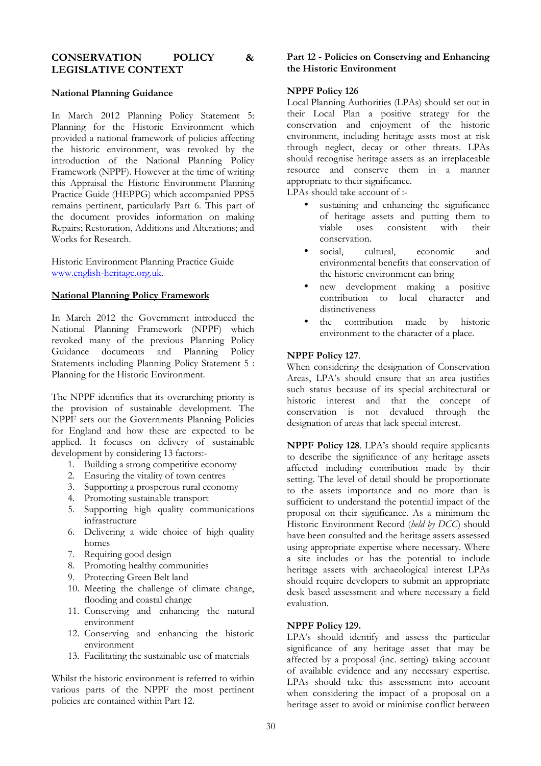## CONSERVATION POLICY & LEGISLATIVE CONTEXT

### National Planning Guidance

In March 2012 Planning Policy Statement 5: Planning for the Historic Environment which provided a national framework of policies affecting the historic environment, was revoked by the introduction of the National Planning Policy Framework (NPPF). However at the time of writing this Appraisal the Historic Environment Planning Practice Guide (HEPPG) which accompanied PPS5 remains pertinent, particularly Part 6. This part of the document provides information on making Repairs; Restoration, Additions and Alterations; and Works for Research.

Historic Environment Planning Practice Guide
www.english-heritage.org.uk.

### National Planning Policy Framework

In March 2012 the Government introduced the National Planning Framework (NPPF) which revoked many of the previous Planning Policy Guidance documents and Planning Policy Statements including Planning Policy Statement 5 : Planning for the Historic Environment.

The NPPF identifies that its overarching priority is the provision of sustainable development. The NPPF sets out the Governments Planning Policies for England and how these are expected to be applied. It focuses on delivery of sustainable development by considering 13 factors:-

1. Building a strong competitive economy
2. Ensuring the vitality of town centres
3. Supporting a prosperous rural economy
4. Promoting sustainable transport
5. Supporting high quality communications infrastructure
6. Delivering a wide choice of high quality homes
7. Requiring good design
8. Promoting healthy communities
9. Protecting Green Belt land
10. Meeting the challenge of climate change, flooding and coastal change
11. Conserving and enhancing the natural environment
12. Conserving and enhancing the historic environment
13. Facilitating the sustainable use of materials

Whilst the historic environment is referred to within various parts of the NPPF the most pertinent policies are contained within Part 12.

### Part 12 - Policies on Conserving and Enhancing the Historic Environment

**NPPF Policy 126**
Local Planning Authorities (LPAs) should set out in their Local Plan a positive strategy for the conservation and enjoyment of the historic environment, including heritage assts most at risk through neglect, decay or other threats. LPAs should recognise heritage assets as an irreplaceable resource and conserve them in a manner appropriate to their significance.
LPAs should take account of :-

- sustaining and enhancing the significance of heritage assets and putting them to viable uses consistent with their conservation.
- social, cultural, economic and environmental benefits that conservation of the historic environment can bring
- new development making a positive contribution to local character and distinctiveness
- the contribution made by historic environment to the character of a place.

**NPPF Policy 127**.
When considering the designation of Conservation Areas, LPA's should ensure that an area justifies such status because of its special architectural or historic interest and that the concept of conservation is not devalued through the designation of areas that lack special interest.

**NPPF Policy 128**. LPA's should require applicants to describe the significance of any heritage assets affected including contribution made by their setting. The level of detail should be proportionate to the assets importance and no more than is sufficient to understand the potential impact of the proposal on their significance. As a minimum the Historic Environment Record (*held by DCC*) should have been consulted and the heritage assets assessed using appropriate expertise where necessary. Where a site includes or has the potential to include heritage assets with archaeological interest LPAs should require developers to submit an appropriate desk based assessment and where necessary a field evaluation.

**NPPF Policy 129.**
LPA's should identify and assess the particular significance of any heritage asset that may be affected by a proposal (inc. setting) taking account of available evidence and any necessary expertise. LPAs should take this assessment into account when considering the impact of a proposal on a heritage asset to avoid or minimise conflict between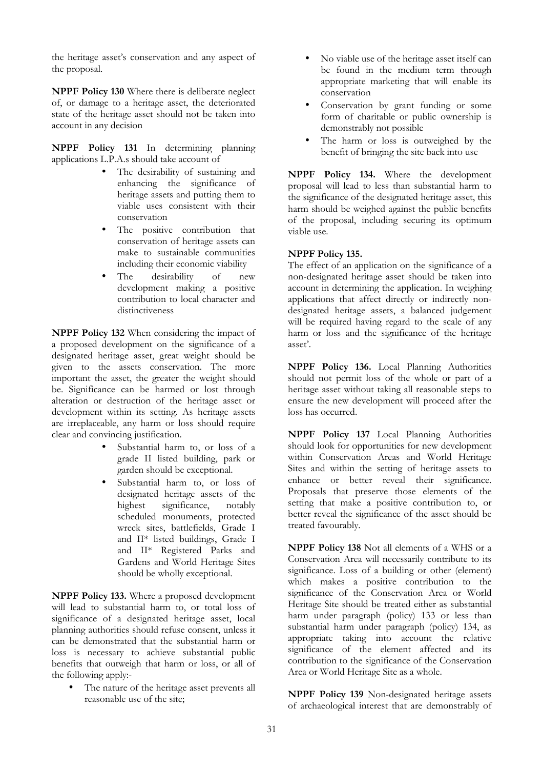the heritage asset's conservation and any aspect of the proposal.

**NPPF Policy 130** Where there is deliberate neglect of, or damage to a heritage asset, the deteriorated state of the heritage asset should not be taken into account in any decision

**NPPF Policy 131** In determining planning applications L.P.A.s should take account of

- The desirability of sustaining and enhancing the significance of heritage assets and putting them to viable uses consistent with their conservation
- The positive contribution that conservation of heritage assets can make to sustainable communities including their economic viability
- The desirability of new development making a positive contribution to local character and distinctiveness

**NPPF Policy 132** When considering the impact of a proposed development on the significance of a designated heritage asset, great weight should be given to the assets conservation. The more important the asset, the greater the weight should be. Significance can be harmed or lost through alteration or destruction of the heritage asset or development within its setting. As heritage assets are irreplaceable, any harm or loss should require clear and convincing justification.

- Substantial harm to, or loss of a grade II listed building, park or garden should be exceptional.
- Substantial harm to, or loss of designated heritage assets of the highest significance, notably scheduled monuments, protected wreck sites, battlefields, Grade I and II* listed buildings, Grade I and II* Registered Parks and Gardens and World Heritage Sites should be wholly exceptional.

**NPPF Policy 133.** Where a proposed development will lead to substantial harm to, or total loss of significance of a designated heritage asset, local planning authorities should refuse consent, unless it can be demonstrated that the substantial harm or loss is necessary to achieve substantial public benefits that outweigh that harm or loss, or all of the following apply:-

- The nature of the heritage asset prevents all reasonable use of the site;
- No viable use of the heritage asset itself can be found in the medium term through appropriate marketing that will enable its conservation
- Conservation by grant funding or some form of charitable or public ownership is demonstrably not possible
- The harm or loss is outweighed by the benefit of bringing the site back into use

**NPPF Policy 134.** Where the development proposal will lead to less than substantial harm to the significance of the designated heritage asset, this harm should be weighed against the public benefits of the proposal, including securing its optimum viable use.

**NPPF Policy 135.**
The effect of an application on the significance of a non-designated heritage asset should be taken into account in determining the application. In weighing applications that affect directly or indirectly non-designated heritage assets, a balanced judgement will be required having regard to the scale of any harm or loss and the significance of the heritage asset'.

**NPPF Policy 136.** Local Planning Authorities should not permit loss of the whole or part of a heritage asset without taking all reasonable steps to ensure the new development will proceed after the loss has occurred.

**NPPF Policy 137** Local Planning Authorities should look for opportunities for new development within Conservation Areas and World Heritage Sites and within the setting of heritage assets to enhance or better reveal their significance. Proposals that preserve those elements of the setting that make a positive contribution to, or better reveal the significance of the asset should be treated favourably.

**NPPF Policy 138** Not all elements of a WHS or a Conservation Area will necessarily contribute to its significance. Loss of a building or other (element) which makes a positive contribution to the significance of the Conservation Area or World Heritage Site should be treated either as substantial harm under paragraph (policy) 133 or less than substantial harm under paragraph (policy) 134, as appropriate taking into account the relative significance of the element affected and its contribution to the significance of the Conservation Area or World Heritage Site as a whole.

**NPPF Policy 139** Non-designated heritage assets of archaeological interest that are demonstrably of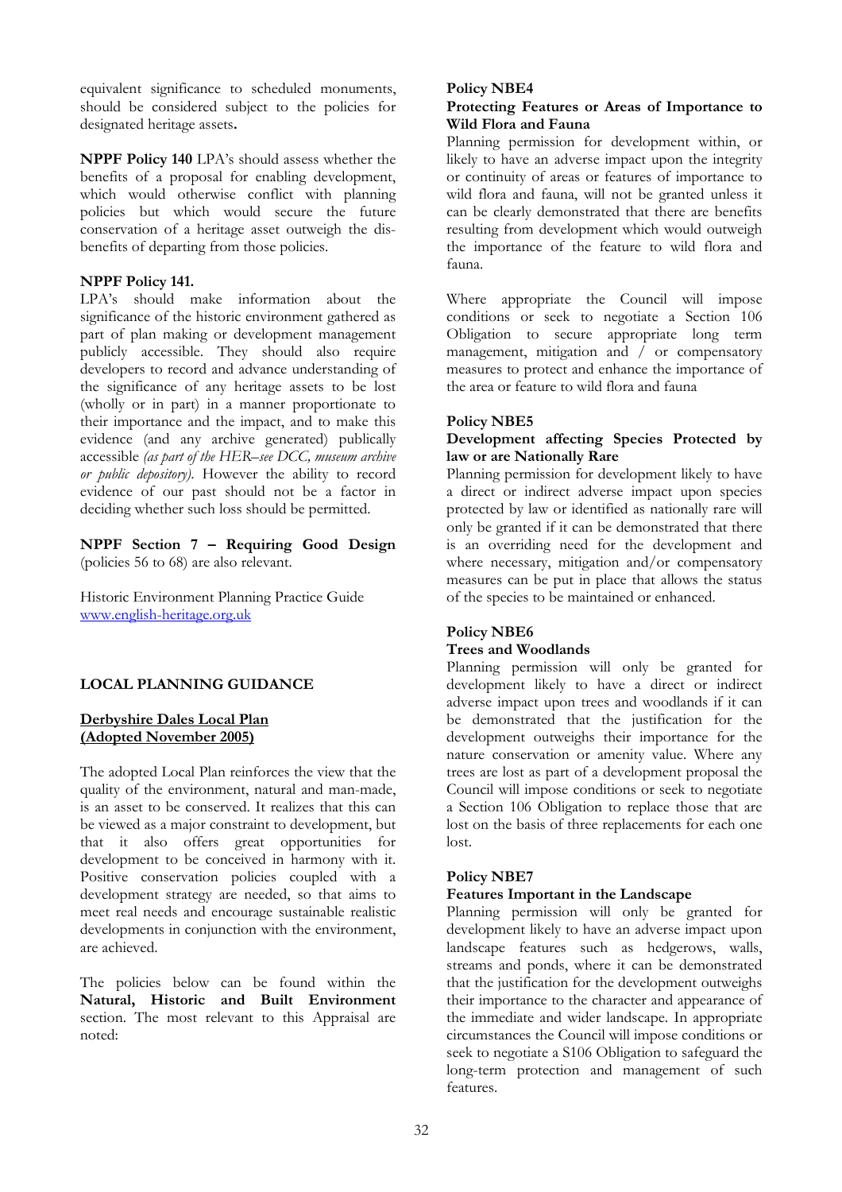equivalent significance to scheduled monuments, should be considered subject to the policies for designated heritage assets**.**

**NPPF Policy 140** LPA's should assess whether the benefits of a proposal for enabling development, which would otherwise conflict with planning policies but which would secure the future conservation of a heritage asset outweigh the dis-benefits of departing from those policies.

**NPPF Policy 141.**
LPA's should make information about the significance of the historic environment gathered as part of plan making or development management publicly accessible. They should also require developers to record and advance understanding of the significance of any heritage assets to be lost (wholly or in part) in a manner proportionate to their importance and the impact, and to make this evidence (and any archive generated) publically accessible *(as part of the HER–see DCC, museum archive or public depository)*. However the ability to record evidence of our past should not be a factor in deciding whether such loss should be permitted.

**NPPF Section 7 – Requiring Good Design** (policies 56 to 68) are also relevant.

Historic Environment Planning Practice Guide
www.english-heritage.org.uk

## LOCAL PLANNING GUIDANCE

### Derbyshire Dales Local Plan (Adopted November 2005)

The adopted Local Plan reinforces the view that the quality of the environment, natural and man-made, is an asset to be conserved. It realizes that this can be viewed as a major constraint to development, but that it also offers great opportunities for development to be conceived in harmony with it. Positive conservation policies coupled with a development strategy are needed, so that aims to meet real needs and encourage sustainable realistic developments in conjunction with the environment, are achieved.

The policies below can be found within the **Natural, Historic and Built Environment** section. The most relevant to this Appraisal are noted:

**Policy NBE4**
**Protecting Features or Areas of Importance to Wild Flora and Fauna**
Planning permission for development within, or likely to have an adverse impact upon the integrity or continuity of areas or features of importance to wild flora and fauna, will not be granted unless it can be clearly demonstrated that there are benefits resulting from development which would outweigh the importance of the feature to wild flora and fauna.

Where appropriate the Council will impose conditions or seek to negotiate a Section 106 Obligation to secure appropriate long term management, mitigation and / or compensatory measures to protect and enhance the importance of the area or feature to wild flora and fauna

**Policy NBE5**
**Development affecting Species Protected by law or are Nationally Rare**
Planning permission for development likely to have a direct or indirect adverse impact upon species protected by law or identified as nationally rare will only be granted if it can be demonstrated that there is an overriding need for the development and where necessary, mitigation and/or compensatory measures can be put in place that allows the status of the species to be maintained or enhanced.

**Policy NBE6**
**Trees and Woodlands**
Planning permission will only be granted for development likely to have a direct or indirect adverse impact upon trees and woodlands if it can be demonstrated that the justification for the development outweighs their importance for the nature conservation or amenity value. Where any trees are lost as part of a development proposal the Council will impose conditions or seek to negotiate a Section 106 Obligation to replace those that are lost on the basis of three replacements for each one lost.

**Policy NBE7**
**Features Important in the Landscape**
Planning permission will only be granted for development likely to have an adverse impact upon landscape features such as hedgerows, walls, streams and ponds, where it can be demonstrated that the justification for the development outweighs their importance to the character and appearance of the immediate and wider landscape. In appropriate circumstances the Council will impose conditions or seek to negotiate a S106 Obligation to safeguard the long-term protection and management of such features.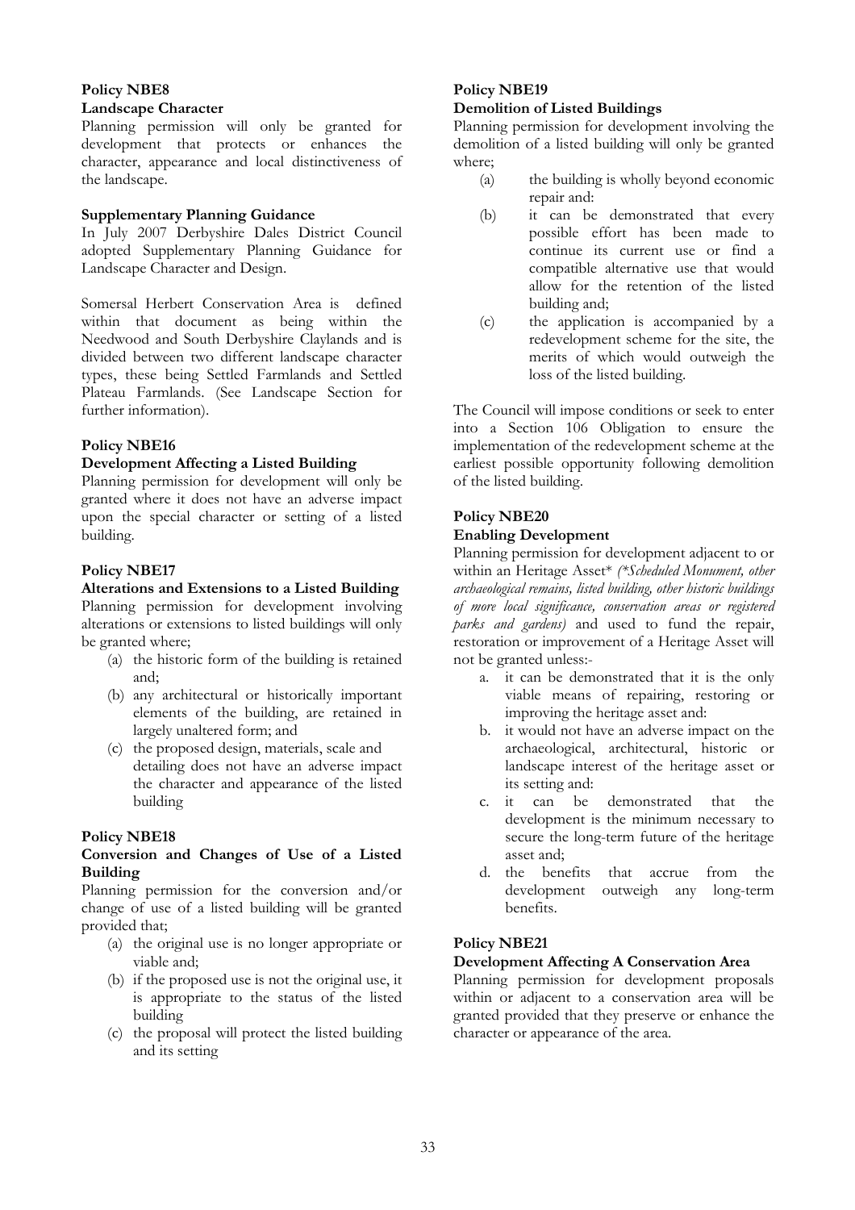**Policy NBE8**
**Landscape Character**

Planning permission will only be granted for development that protects or enhances the character, appearance and local distinctiveness of the landscape.

**Supplementary Planning Guidance**

In July 2007 Derbyshire Dales District Council adopted Supplementary Planning Guidance for Landscape Character and Design.

Somersal Herbert Conservation Area is defined within that document as being within the Needwood and South Derbyshire Claylands and is divided between two different landscape character types, these being Settled Farmlands and Settled Plateau Farmlands. (See Landscape Section for further information).

**Policy NBE16**
**Development Affecting a Listed Building**

Planning permission for development will only be granted where it does not have an adverse impact upon the special character or setting of a listed building.

**Policy NBE17**
**Alterations and Extensions to a Listed Building**

Planning permission for development involving alterations or extensions to listed buildings will only be granted where;

(a) the historic form of the building is retained and;
(b) any architectural or historically important elements of the building, are retained in largely unaltered form; and
(c) the proposed design, materials, scale and detailing does not have an adverse impact the character and appearance of the listed building

**Policy NBE18**
**Conversion and Changes of Use of a Listed Building**

Planning permission for the conversion and/or change of use of a listed building will be granted provided that;

(a) the original use is no longer appropriate or viable and;
(b) if the proposed use is not the original use, it is appropriate to the status of the listed building
(c) the proposal will protect the listed building and its setting

**Policy NBE19**
**Demolition of Listed Buildings**

Planning permission for development involving the demolition of a listed building will only be granted where;

(a) the building is wholly beyond economic repair and:
(b) it can be demonstrated that every possible effort has been made to continue its current use or find a compatible alternative use that would allow for the retention of the listed building and;
(c) the application is accompanied by a redevelopment scheme for the site, the merits of which would outweigh the loss of the listed building.

The Council will impose conditions or seek to enter into a Section 106 Obligation to ensure the implementation of the redevelopment scheme at the earliest possible opportunity following demolition of the listed building.

**Policy NBE20**
**Enabling Development**

Planning permission for development adjacent to or within an Heritage Asset* *(\*Scheduled Monument, other archaeological remains, listed building, other historic buildings of more local significance, conservation areas or registered parks and gardens)* and used to fund the repair, restoration or improvement of a Heritage Asset will not be granted unless:-

a. it can be demonstrated that it is the only viable means of repairing, restoring or improving the heritage asset and:
b. it would not have an adverse impact on the archaeological, architectural, historic or landscape interest of the heritage asset or its setting and:
c. it can be demonstrated that the development is the minimum necessary to secure the long-term future of the heritage asset and;
d. the benefits that accrue from the development outweigh any long-term benefits.

**Policy NBE21**
**Development Affecting A Conservation Area**

Planning permission for development proposals within or adjacent to a conservation area will be granted provided that they preserve or enhance the character or appearance of the area.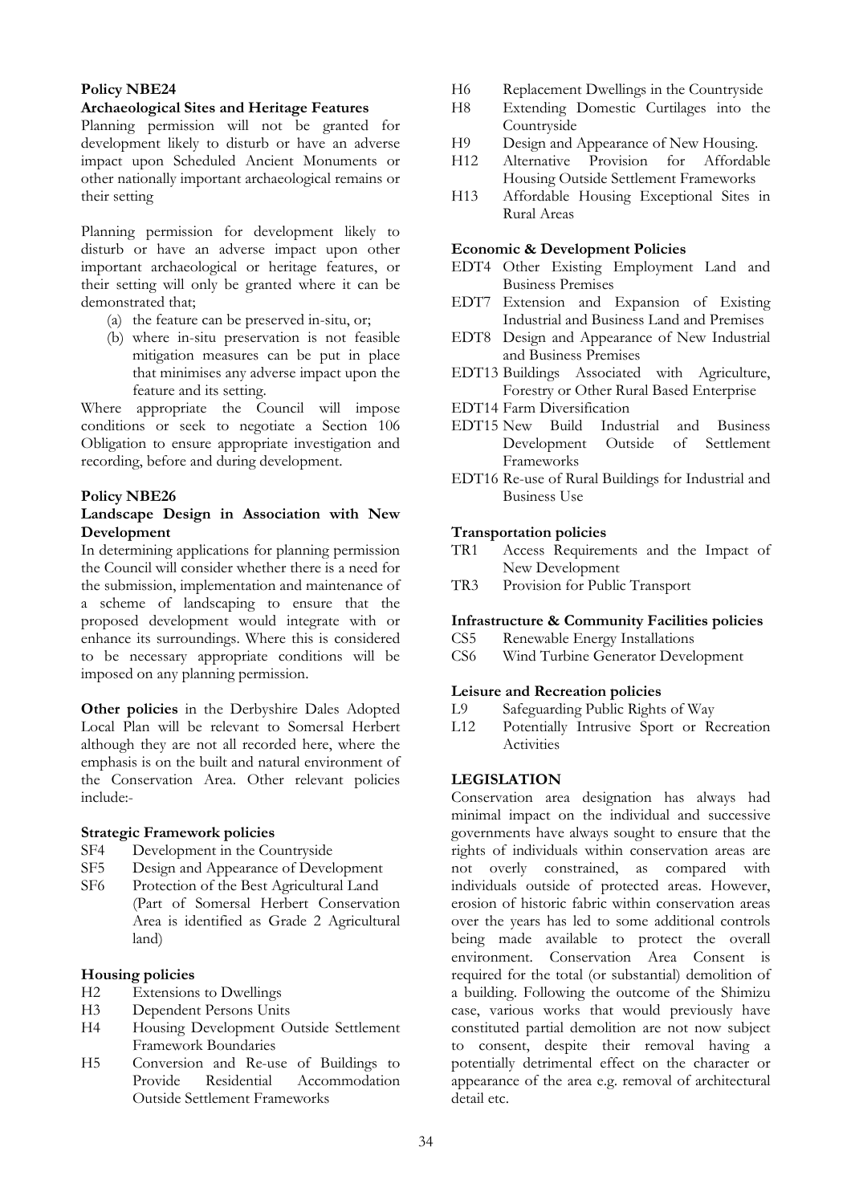**Policy NBE24**

**Archaeological Sites and Heritage Features**

Planning permission will not be granted for development likely to disturb or have an adverse impact upon Scheduled Ancient Monuments or other nationally important archaeological remains or their setting

Planning permission for development likely to disturb or have an adverse impact upon other important archaeological or heritage features, or their setting will only be granted where it can be demonstrated that;

(a) the feature can be preserved in-situ, or;
(b) where in-situ preservation is not feasible mitigation measures can be put in place that minimises any adverse impact upon the feature and its setting.

Where appropriate the Council will impose conditions or seek to negotiate a Section 106 Obligation to ensure appropriate investigation and recording, before and during development.

**Policy NBE26**

**Landscape Design in Association with New Development**

In determining applications for planning permission the Council will consider whether there is a need for the submission, implementation and maintenance of a scheme of landscaping to ensure that the proposed development would integrate with or enhance its surroundings. Where this is considered to be necessary appropriate conditions will be imposed on any planning permission.

**Other policies** in the Derbyshire Dales Adopted Local Plan will be relevant to Somersal Herbert although they are not all recorded here, where the emphasis is on the built and natural environment of the Conservation Area. Other relevant policies include:-

**Strategic Framework policies**

- SF4 Development in the Countryside
- SF5 Design and Appearance of Development
- SF6 Protection of the Best Agricultural Land (Part of Somersal Herbert Conservation Area is identified as Grade 2 Agricultural land)

**Housing policies**

- H2 Extensions to Dwellings
- H3 Dependent Persons Units
- H4 Housing Development Outside Settlement Framework Boundaries
- H5 Conversion and Re-use of Buildings to Provide Residential Accommodation Outside Settlement Frameworks
- H6 Replacement Dwellings in the Countryside
- H8 Extending Domestic Curtilages into the Countryside
- H9 Design and Appearance of New Housing.
- H12 Alternative Provision for Affordable Housing Outside Settlement Frameworks
- H13 Affordable Housing Exceptional Sites in Rural Areas

**Economic & Development Policies**

- EDT4 Other Existing Employment Land and Business Premises
- EDT7 Extension and Expansion of Existing Industrial and Business Land and Premises
- EDT8 Design and Appearance of New Industrial and Business Premises
- EDT13 Buildings Associated with Agriculture, Forestry or Other Rural Based Enterprise
- EDT14 Farm Diversification
- EDT15 New Build Industrial and Business Development Outside of Settlement Frameworks
- EDT16 Re-use of Rural Buildings for Industrial and Business Use

**Transportation policies**

- TR1 Access Requirements and the Impact of New Development
- TR3 Provision for Public Transport

**Infrastructure & Community Facilities policies**

- CS5 Renewable Energy Installations
- CS6 Wind Turbine Generator Development

**Leisure and Recreation policies**

- L9 Safeguarding Public Rights of Way
- L12 Potentially Intrusive Sport or Recreation Activities

**LEGISLATION**

Conservation area designation has always had minimal impact on the individual and successive governments have always sought to ensure that the rights of individuals within conservation areas are not overly constrained, as compared with individuals outside of protected areas. However, erosion of historic fabric within conservation areas over the years has led to some additional controls being made available to protect the overall environment. Conservation Area Consent is required for the total (or substantial) demolition of a building. Following the outcome of the Shimizu case, various works that would previously have constituted partial demolition are not now subject to consent, despite their removal having a potentially detrimental effect on the character or appearance of the area e.g. removal of architectural detail etc.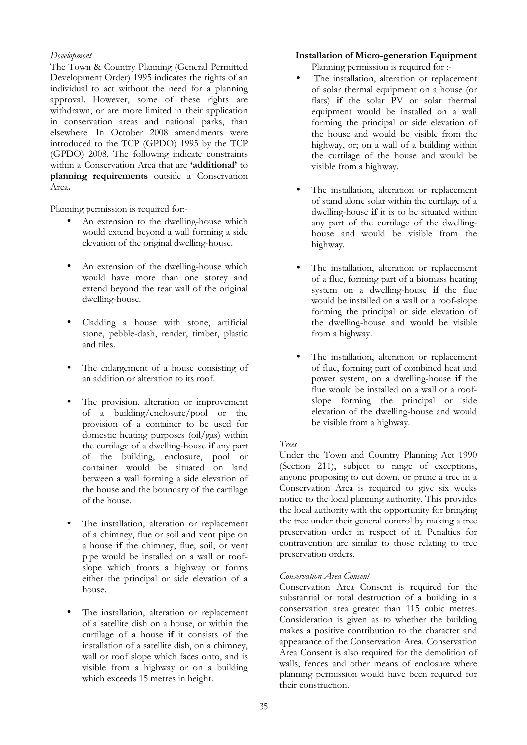*Development*

The Town & Country Planning (General Permitted Development Order) 1995 indicates the rights of an individual to act without the need for a planning approval. However, some of these rights are withdrawn, or are more limited in their application in conservation areas and national parks, than elsewhere. In October 2008 amendments were introduced to the TCP (GPDO) 1995 by the TCP (GPDO) 2008. The following indicate constraints within a Conservation Area that are **'additional'** to **planning requirements** outside a Conservation Area**.**

Planning permission is required for:-

- An extension to the dwelling-house which would extend beyond a wall forming a side elevation of the original dwelling-house.
- An extension of the dwelling-house which would have more than one storey and extend beyond the rear wall of the original dwelling-house.
- Cladding a house with stone, artificial stone, pebble-dash, render, timber, plastic and tiles.
- The enlargement of a house consisting of an addition or alteration to its roof.
- The provision, alteration or improvement of a building/enclosure/pool or the provision of a container to be used for domestic heating purposes (oil/gas) within the curtilage of a dwelling-house **if** any part of the building, enclosure, pool or container would be situated on land between a wall forming a side elevation of the house and the boundary of the cartilage of the house.
- The installation, alteration or replacement of a chimney, flue or soil and vent pipe on a house **if** the chimney, flue, soil, or vent pipe would be installed on a wall or roof-slope which fronts a highway or forms either the principal or side elevation of a house.
- The installation, alteration or replacement of a satellite dish on a house, or within the curtilage of a house **if** it consists of the installation of a satellite dish, on a chimney, wall or roof slope which faces onto, and is visible from a highway or on a building which exceeds 15 metres in height.

**Installation of Micro-generation Equipment**

Planning permission is required for :-

- The installation, alteration or replacement of solar thermal equipment on a house (or flats) **if** the solar PV or solar thermal equipment would be installed on a wall forming the principal or side elevation of the house and would be visible from the highway, or; on a wall of a building within the curtilage of the house and would be visible from a highway.
- The installation, alteration or replacement of stand alone solar within the curtilage of a dwelling-house **if** it is to be situated within any part of the curtilage of the dwelling-house and would be visible from the highway.
- The installation, alteration or replacement of a flue, forming part of a biomass heating system on a dwelling-house **if** the flue would be installed on a wall or a roof-slope forming the principal or side elevation of the dwelling-house and would be visible from a highway.
- The installation, alteration or replacement of flue, forming part of combined heat and power system, on a dwelling-house **if** the flue would be installed on a wall or a roof-slope forming the principal or side elevation of the dwelling-house and would be visible from a highway.

*Trees*

Under the Town and Country Planning Act 1990 (Section 211), subject to range of exceptions, anyone proposing to cut down, or prune a tree in a Conservation Area is required to give six weeks notice to the local planning authority. This provides the local authority with the opportunity for bringing the tree under their general control by making a tree preservation order in respect of it. Penalties for contravention are similar to those relating to tree preservation orders.

*Conservation Area Consent*

Conservation Area Consent is required for the substantial or total destruction of a building in a conservation area greater than 115 cubic metres. Consideration is given as to whether the building makes a positive contribution to the character and appearance of the Conservation Area. Conservation Area Consent is also required for the demolition of walls, fences and other means of enclosure where planning permission would have been required for their construction.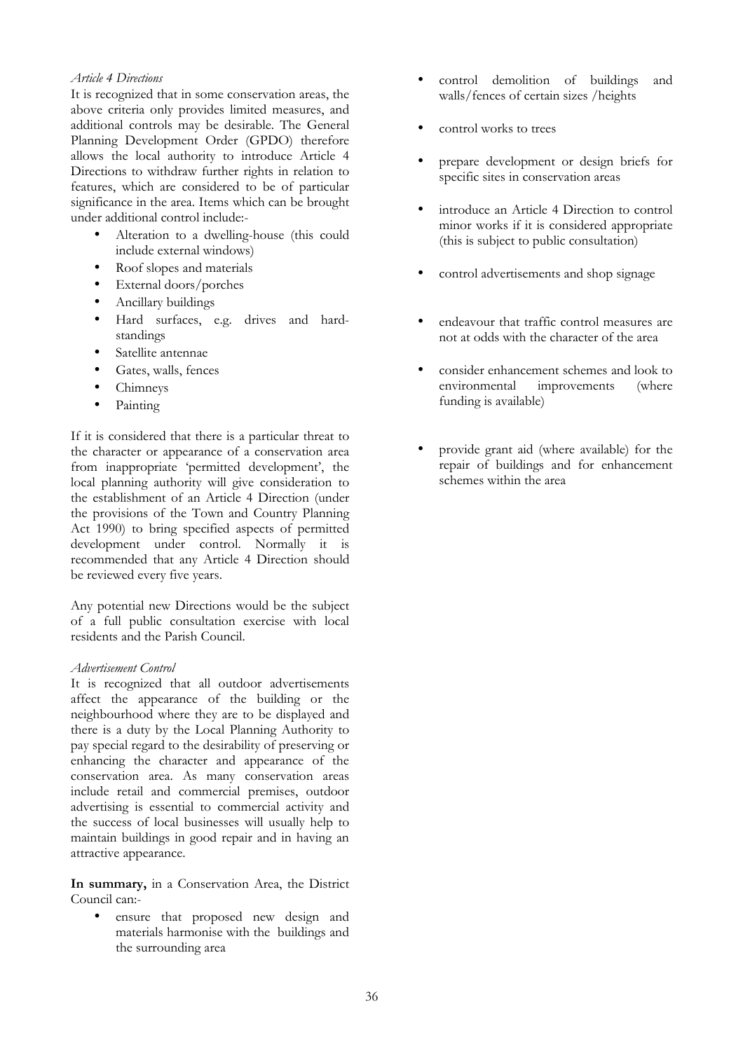*Article 4 Directions*

It is recognized that in some conservation areas, the above criteria only provides limited measures, and additional controls may be desirable. The General Planning Development Order (GPDO) therefore allows the local authority to introduce Article 4 Directions to withdraw further rights in relation to features, which are considered to be of particular significance in the area. Items which can be brought under additional control include:-

- Alteration to a dwelling-house (this could include external windows)
- Roof slopes and materials
- External doors/porches
- Ancillary buildings
- Hard surfaces, e.g. drives and hard-standings
- Satellite antennae
- Gates, walls, fences
- Chimneys
- Painting

If it is considered that there is a particular threat to the character or appearance of a conservation area from inappropriate 'permitted development', the local planning authority will give consideration to the establishment of an Article 4 Direction (under the provisions of the Town and Country Planning Act 1990) to bring specified aspects of permitted development under control. Normally it is recommended that any Article 4 Direction should be reviewed every five years.

Any potential new Directions would be the subject of a full public consultation exercise with local residents and the Parish Council.

*Advertisement Control*

It is recognized that all outdoor advertisements affect the appearance of the building or the neighbourhood where they are to be displayed and there is a duty by the Local Planning Authority to pay special regard to the desirability of preserving or enhancing the character and appearance of the conservation area. As many conservation areas include retail and commercial premises, outdoor advertising is essential to commercial activity and the success of local businesses will usually help to maintain buildings in good repair and in having an attractive appearance.

**In summary,** in a Conservation Area, the District Council can:-

- ensure that proposed new design and materials harmonise with the buildings and the surrounding area
- control demolition of buildings and walls/fences of certain sizes /heights
- control works to trees
- prepare development or design briefs for specific sites in conservation areas
- introduce an Article 4 Direction to control minor works if it is considered appropriate (this is subject to public consultation)
- control advertisements and shop signage
- endeavour that traffic control measures are not at odds with the character of the area
- consider enhancement schemes and look to environmental improvements (where funding is available)
- provide grant aid (where available) for the repair of buildings and for enhancement schemes within the area